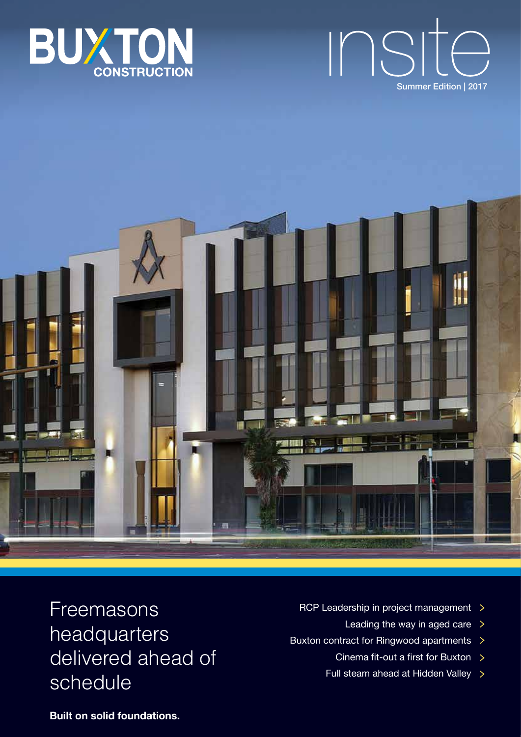BUXTON CONSTRUCTION

# insite

Summer Edition | 2017

## Freemasons headquarters delivered ahead of schedule

- RCP Leadership in project management >
- Leading the way in aged care >
- Buxton contract for Ringwood apartments >
- Cinema fit-out a first for Buxton >
- Full steam ahead at Hidden Valley >

**Built on solid foundations.**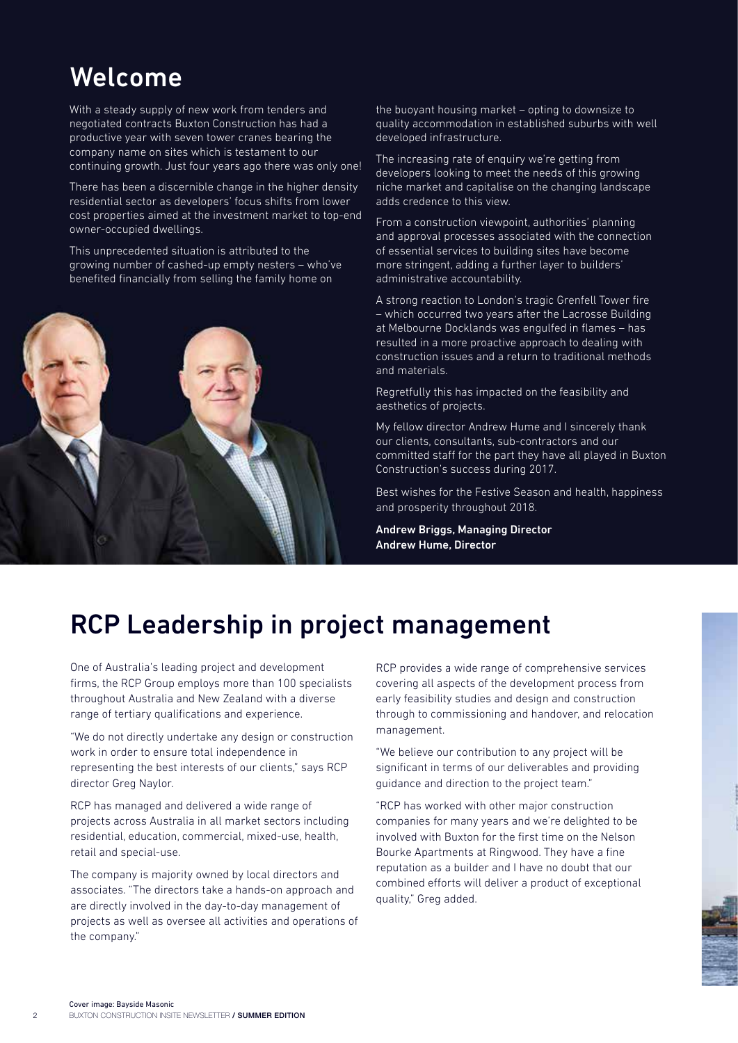## Welcome

With a steady supply of new work from tenders and negotiated contracts Buxton Construction has had a productive year with seven tower cranes bearing the company name on sites which is testament to our continuing growth. Just four years ago there was only one!

There has been a discernible change in the higher density residential sector as developers' focus shifts from lower cost properties aimed at the investment market to top-end owner-occupied dwellings.

This unprecedented situation is attributed to the growing number of cashed-up empty nesters – who've benefited financially from selling the family home on the buoyant housing market – opting to downsize to quality accommodation in established suburbs with well developed infrastructure.

The increasing rate of enquiry we're getting from developers looking to meet the needs of this growing niche market and capitalise on the changing landscape adds credence to this view.

From a construction viewpoint, authorities' planning and approval processes associated with the connection of essential services to building sites have become more stringent, adding a further layer to builders' administrative accountability.

A strong reaction to London's tragic Grenfell Tower fire – which occurred two years after the Lacrosse Building at Melbourne Docklands was engulfed in flames – has resulted in a more proactive approach to dealing with construction issues and a return to traditional methods and materials.

Regretfully this has impacted on the feasibility and aesthetics of projects.

My fellow director Andrew Hume and I sincerely thank our clients, consultants, sub-contractors and our committed staff for the part they have all played in Buxton Construction's success during 2017.

Best wishes for the Festive Season and health, happiness and prosperity throughout 2018.

**Andrew Briggs, Managing Director**
**Andrew Hume, Director**

## RCP Leadership in project management

One of Australia's leading project and development firms, the RCP Group employs more than 100 specialists throughout Australia and New Zealand with a diverse range of tertiary qualifications and experience.

"We do not directly undertake any design or construction work in order to ensure total independence in representing the best interests of our clients," says RCP director Greg Naylor.

RCP has managed and delivered a wide range of projects across Australia in all market sectors including residential, education, commercial, mixed-use, health, retail and special-use.

The company is majority owned by local directors and associates. "The directors take a hands-on approach and are directly involved in the day-to-day management of projects as well as oversee all activities and operations of the company."

RCP provides a wide range of comprehensive services covering all aspects of the development process from early feasibility studies and design and construction through to commissioning and handover, and relocation management.

"We believe our contribution to any project will be significant in terms of our deliverables and providing guidance and direction to the project team."

"RCP has worked with other major construction companies for many years and we're delighted to be involved with Buxton for the first time on the Nelson Bourke Apartments at Ringwood. They have a fine reputation as a builder and I have no doubt that our combined efforts will deliver a product of exceptional quality," Greg added.

Cover image: Bayside Masonic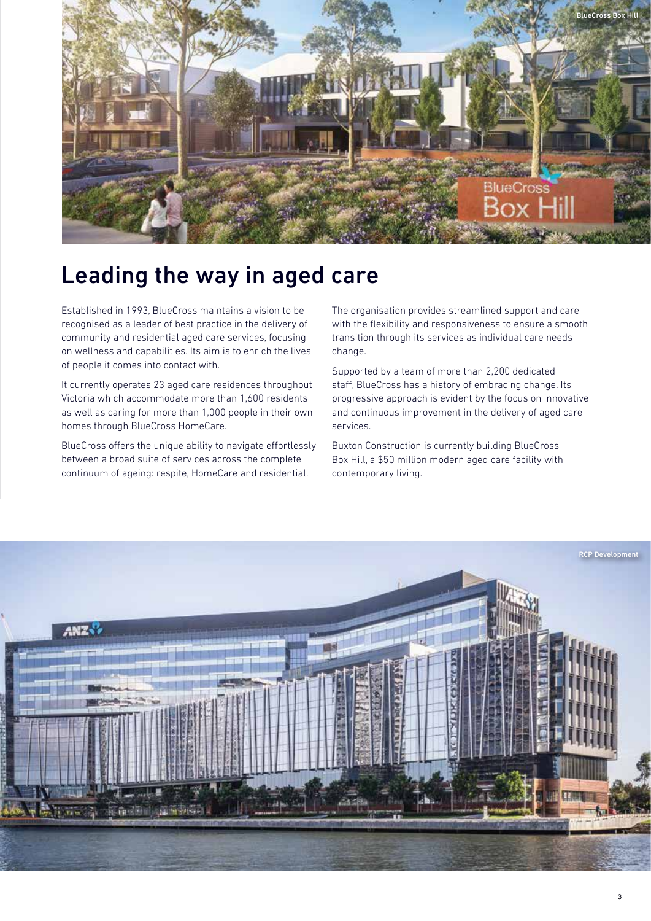BlueCross Box Hill

# Leading the way in aged care

Established in 1993, BlueCross maintains a vision to be recognised as a leader of best practice in the delivery of community and residential aged care services, focusing on wellness and capabilities. Its aim is to enrich the lives of people it comes into contact with.

It currently operates 23 aged care residences throughout Victoria which accommodate more than 1,600 residents as well as caring for more than 1,000 people in their own homes through BlueCross HomeCare.

BlueCross offers the unique ability to navigate effortlessly between a broad suite of services across the complete continuum of ageing: respite, HomeCare and residential.

The organisation provides streamlined support and care with the flexibility and responsiveness to ensure a smooth transition through its services as individual care needs change.

Supported by a team of more than 2,200 dedicated staff, BlueCross has a history of embracing change. Its progressive approach is evident by the focus on innovative and continuous improvement in the delivery of aged care services.

Buxton Construction is currently building BlueCross Box Hill, a $50 million modern aged care facility with contemporary living.

RCP Development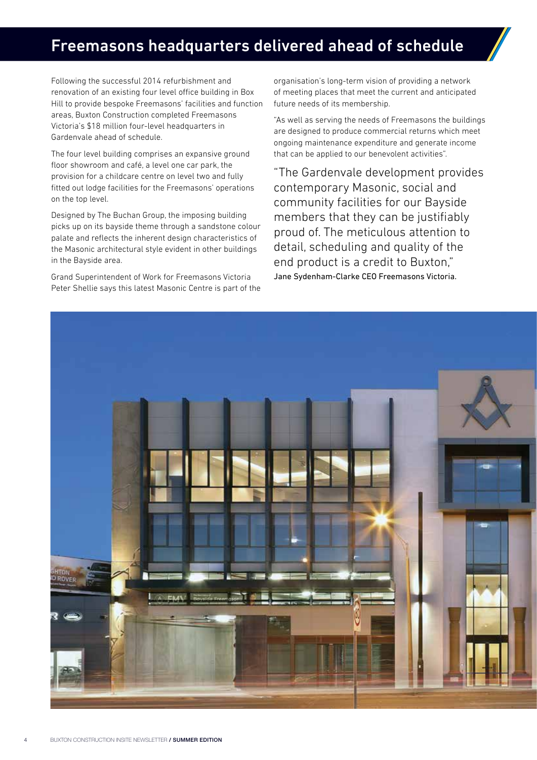# Freemasons headquarters delivered ahead of schedule

Following the successful 2014 refurbishment and renovation of an existing four level office building in Box Hill to provide bespoke Freemasons' facilities and function areas, Buxton Construction completed Freemasons Victoria's $18 million four-level headquarters in Gardenvale ahead of schedule.

The four level building comprises an expansive ground floor showroom and café, a level one car park, the provision for a childcare centre on level two and fully fitted out lodge facilities for the Freemasons' operations on the top level.

Designed by The Buchan Group, the imposing building picks up on its bayside theme through a sandstone colour palate and reflects the inherent design characteristics of the Masonic architectural style evident in other buildings in the Bayside area.

Grand Superintendent of Work for Freemasons Victoria Peter Shellie says this latest Masonic Centre is part of the organisation's long-term vision of providing a network of meeting places that meet the current and anticipated future needs of its membership.

"As well as serving the needs of Freemasons the buildings are designed to produce commercial returns which meet ongoing maintenance expenditure and generate income that can be applied to our benevolent activities".

> "The Gardenvale development provides contemporary Masonic, social and community facilities for our Bayside members that they can be justifiably proud of. The meticulous attention to detail, scheduling and quality of the end product is a credit to Buxton,"
>
> Jane Sydenham-Clarke CEO Freemasons Victoria.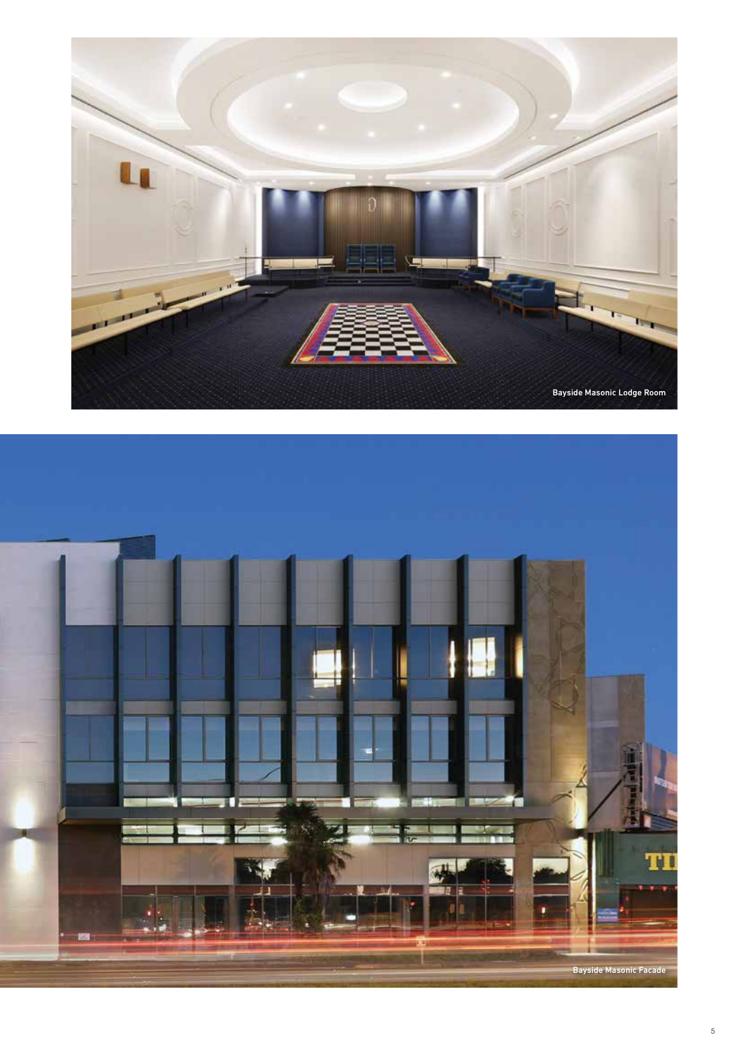Bayside Masonic Lodge Room

Bayside Masonic Facade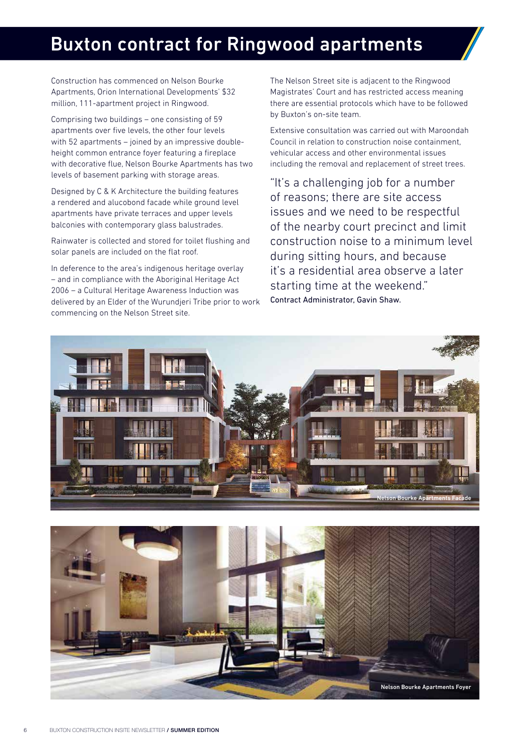# Buxton contract for Ringwood apartments

Construction has commenced on Nelson Bourke Apartments, Orion International Developments' $32 million, 111-apartment project in Ringwood.

Comprising two buildings – one consisting of 59 apartments over five levels, the other four levels with 52 apartments – joined by an impressive double-height common entrance foyer featuring a fireplace with decorative flue, Nelson Bourke Apartments has two levels of basement parking with storage areas.

Designed by C & K Architecture the building features a rendered and alucobond facade while ground level apartments have private terraces and upper levels balconies with contemporary glass balustrades.

Rainwater is collected and stored for toilet flushing and solar panels are included on the flat roof.

In deference to the area's indigenous heritage overlay – and in compliance with the Aboriginal Heritage Act 2006 – a Cultural Heritage Awareness Induction was delivered by an Elder of the Wurundjeri Tribe prior to work commencing on the Nelson Street site.

The Nelson Street site is adjacent to the Ringwood Magistrates' Court and has restricted access meaning there are essential protocols which have to be followed by Buxton's on-site team.

Extensive consultation was carried out with Maroondah Council in relation to construction noise containment, vehicular access and other environmental issues including the removal and replacement of street trees.

> "It's a challenging job for a number of reasons; there are site access issues and we need to be respectful of the nearby court precinct and limit construction noise to a minimum level during sitting hours, and because it's a residential area observe a later starting time at the weekend."
>
> Contract Administrator, Gavin Shaw.

Nelson Bourke Apartments Facade

Nelson Bourke Apartments Foyer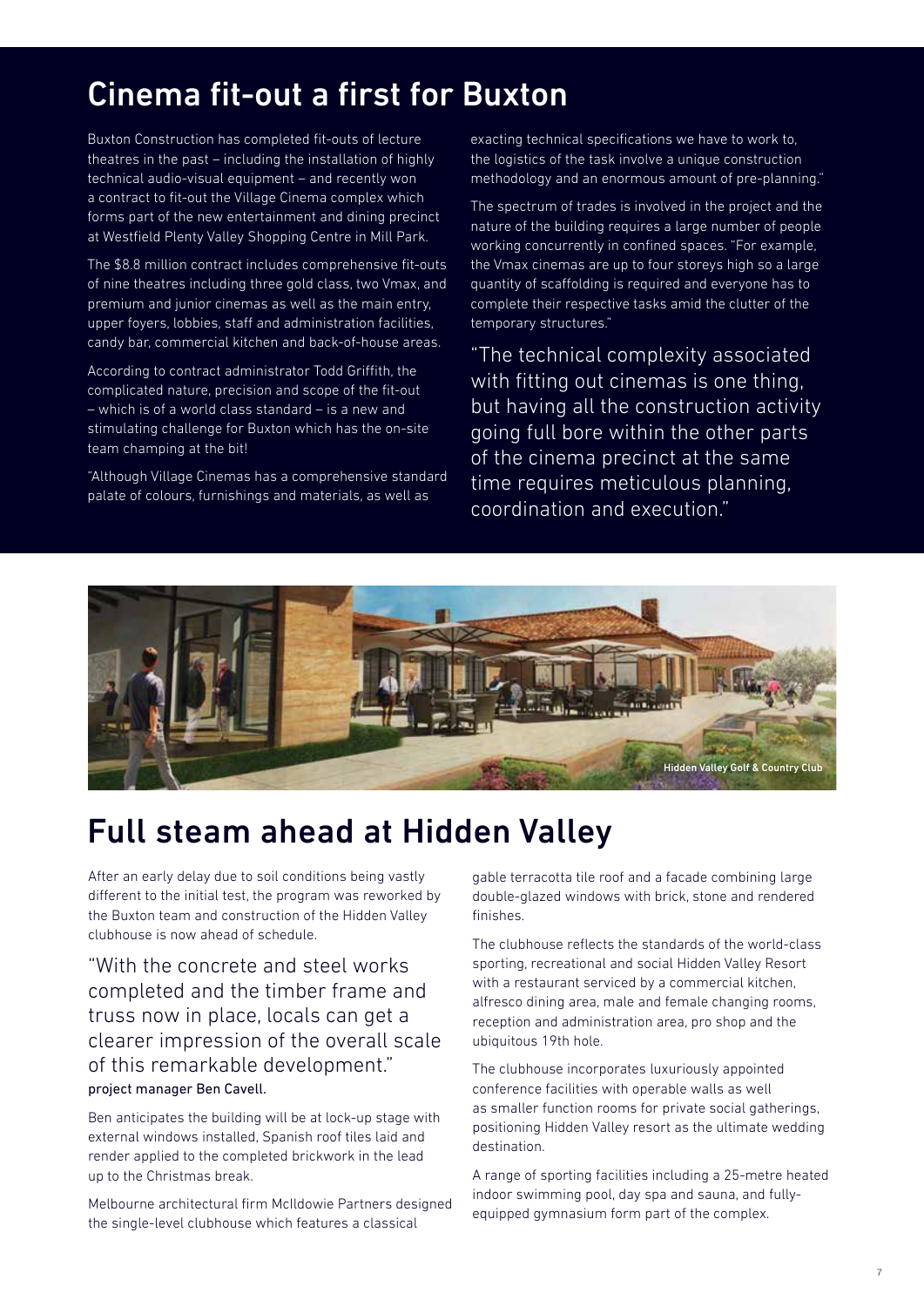## Cinema fit-out a first for Buxton

Buxton Construction has completed fit-outs of lecture theatres in the past – including the installation of highly technical audio-visual equipment – and recently won a contract to fit-out the Village Cinema complex which forms part of the new entertainment and dining precinct at Westfield Plenty Valley Shopping Centre in Mill Park.

The $8.8 million contract includes comprehensive fit-outs of nine theatres including three gold class, two Vmax, and premium and junior cinemas as well as the main entry, upper foyers, lobbies, staff and administration facilities, candy bar, commercial kitchen and back-of-house areas.

According to contract administrator Todd Griffith, the complicated nature, precision and scope of the fit-out – which is of a world class standard – is a new and stimulating challenge for Buxton which has the on-site team champing at the bit!

"Although Village Cinemas has a comprehensive standard palate of colours, furnishings and materials, as well as exacting technical specifications we have to work to, the logistics of the task involve a unique construction methodology and an enormous amount of pre-planning."

The spectrum of trades is involved in the project and the nature of the building requires a large number of people working concurrently in confined spaces. "For example, the Vmax cinemas are up to four storeys high so a large quantity of scaffolding is required and everyone has to complete their respective tasks amid the clutter of the temporary structures."

"The technical complexity associated with fitting out cinemas is one thing, but having all the construction activity going full bore within the other parts of the cinema precinct at the same time requires meticulous planning, coordination and execution."

Hidden Valley Golf & Country Club

## Full steam ahead at Hidden Valley

After an early delay due to soil conditions being vastly different to the initial test, the program was reworked by the Buxton team and construction of the Hidden Valley clubhouse is now ahead of schedule.

"With the concrete and steel works completed and the timber frame and truss now in place, locals can get a clearer impression of the overall scale of this remarkable development."
**project manager Ben Cavell.**

Ben anticipates the building will be at lock-up stage with external windows installed, Spanish roof tiles laid and render applied to the completed brickwork in the lead up to the Christmas break.

Melbourne architectural firm McIldowie Partners designed the single-level clubhouse which features a classical gable terracotta tile roof and a facade combining large double-glazed windows with brick, stone and rendered finishes.

The clubhouse reflects the standards of the world-class sporting, recreational and social Hidden Valley Resort with a restaurant serviced by a commercial kitchen, alfresco dining area, male and female changing rooms, reception and administration area, pro shop and the ubiquitous 19th hole.

The clubhouse incorporates luxuriously appointed conference facilities with operable walls as well as smaller function rooms for private social gatherings, positioning Hidden Valley resort as the ultimate wedding destination.

A range of sporting facilities including a 25-metre heated indoor swimming pool, day spa and sauna, and fully-equipped gymnasium form part of the complex.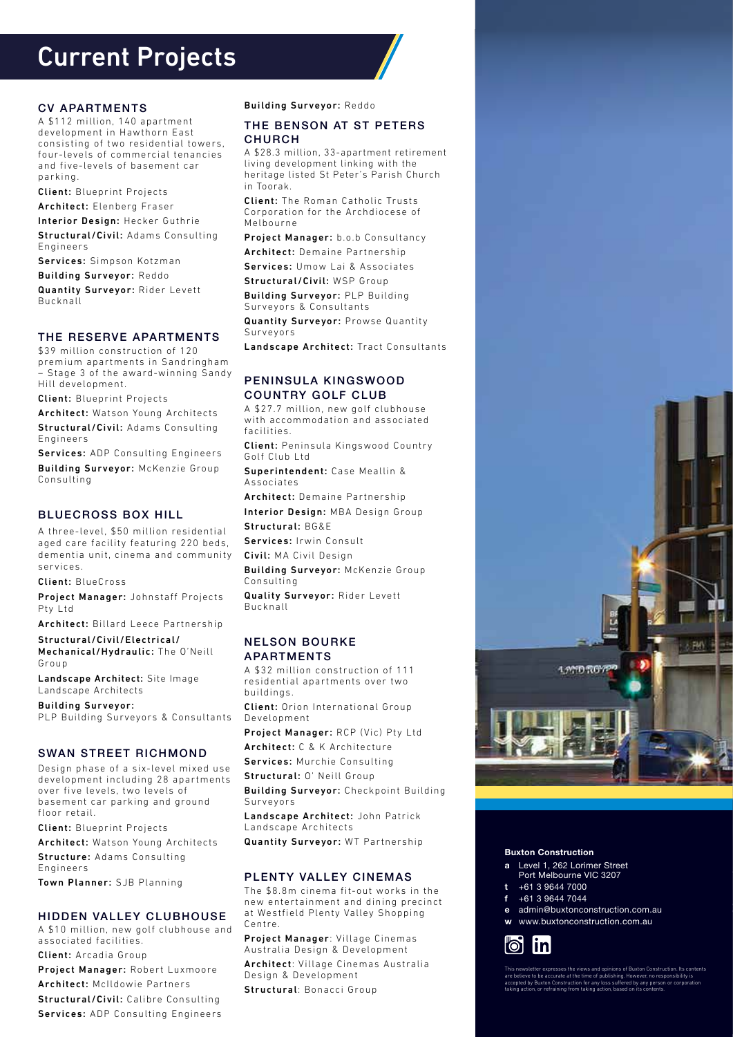# Current Projects

## CV APARTMENTS

A $112 million, 140 apartment development in Hawthorn East consisting of two residential towers, four-levels of commercial tenancies and five-levels of basement car parking.

**Client:** Blueprint Projects

**Architect:** Elenberg Fraser

**Interior Design:** Hecker Guthrie

**Structural/Civil:** Adams Consulting Engineers

**Services:** Simpson Kotzman

**Building Surveyor:** Reddo

**Quantity Surveyor:** Rider Levett Bucknall

## THE RESERVE APARTMENTS

$39 million construction of 120 premium apartments in Sandringham – Stage 3 of the award-winning Sandy Hill development.

**Client:** Blueprint Projects

**Architect:** Watson Young Architects

**Structural/Civil:** Adams Consulting Engineers

**Services:** ADP Consulting Engineers

**Building Surveyor:** McKenzie Group Consulting

## BLUECROSS BOX HILL

A three-level, $50 million residential aged care facility featuring 220 beds, dementia unit, cinema and community services.

**Client:** BlueCross

**Project Manager:** Johnstaff Projects Pty Ltd

**Architect:** Billard Leece Partnership

**Structural/Civil/Electrical/Mechanical/Hydraulic:** The O'Neill Group

**Landscape Architect:** Site Image Landscape Architects

**Building Surveyor:** PLP Building Surveyors & Consultants

## SWAN STREET RICHMOND

Design phase of a six-level mixed use development including 28 apartments over five levels, two levels of basement car parking and ground floor retail.

**Client:** Blueprint Projects

**Architect:** Watson Young Architects

**Structure:** Adams Consulting Engineers

**Town Planner:** SJB Planning

## HIDDEN VALLEY CLUBHOUSE

A $10 million, new golf clubhouse and associated facilities.

**Client:** Arcadia Group

**Project Manager:** Robert Luxmoore

**Architect:** McIldowie Partners

**Structural/Civil:** Calibre Consulting

**Services:** ADP Consulting Engineers

**Building Surveyor:** Reddo

## THE BENSON AT ST PETERS CHURCH

A $28.3 million, 33-apartment retirement living development linking with the heritage listed St Peter's Parish Church in Toorak.

**Client:** The Roman Catholic Trusts Corporation for the Archdiocese of Melbourne

**Project Manager:** b.o.b Consultancy

**Architect:** Demaine Partnership

**Services:** Umow Lai & Associates

**Structural/Civil:** WSP Group

**Building Surveyor:** PLP Building Surveyors & Consultants

**Quantity Surveyor:** Prowse Quantity Surveyors

**Landscape Architect:** Tract Consultants

## PENINSULA KINGSWOOD COUNTRY GOLF CLUB

A $27.7 million, new golf clubhouse with accommodation and associated facilities.

**Client:** Peninsula Kingswood Country Golf Club Ltd

**Superintendent:** Case Meallin & Associates

**Architect:** Demaine Partnership

**Interior Design:** MBA Design Group

**Structural:** BG&E

**Services:** Irwin Consult

**Civil:** MA Civil Design

**Building Surveyor:** McKenzie Group Consulting

**Quality Surveyor:** Rider Levett Bucknall

## NELSON BOURKE APARTMENTS

A $32 million construction of 111 residential apartments over two buildings.

**Client:** Orion International Group Development

**Project Manager:** RCP (Vic) Pty Ltd

**Architect:** C & K Architecture

**Services:** Murchie Consulting

**Structural:** O' Neill Group

**Building Surveyor:** Checkpoint Building Surveyors

**Landscape Architect:** John Patrick Landscape Architects

**Quantity Surveyor:** WT Partnership

## PLENTY VALLEY CINEMAS

The $8.8m cinema fit-out works in the new entertainment and dining precinct at Westfield Plenty Valley Shopping Centre.

**Project Manager**: Village Cinemas Australia Design & Development

**Architect**: Village Cinemas Australia Design & Development

**Structural**: Bonacci Group

**Buxton Construction**

**a** Level 1, 262 Lorimer Street Port Melbourne VIC 3207

**t** +61 3 9644 7000

**f** +61 3 9644 7044

**e** admin@buxtonconstruction.com.au

**w** www.buxtonconstruction.com.au

This newsletter expresses the views and opinions of Buxton Construction. Its contents are believe to be accurate at the time of publishing. However, no responsibility is accepted by Buxton Construction for any loss suffered by any person or corporation taking action, or refraining from taking action, based on its contents.